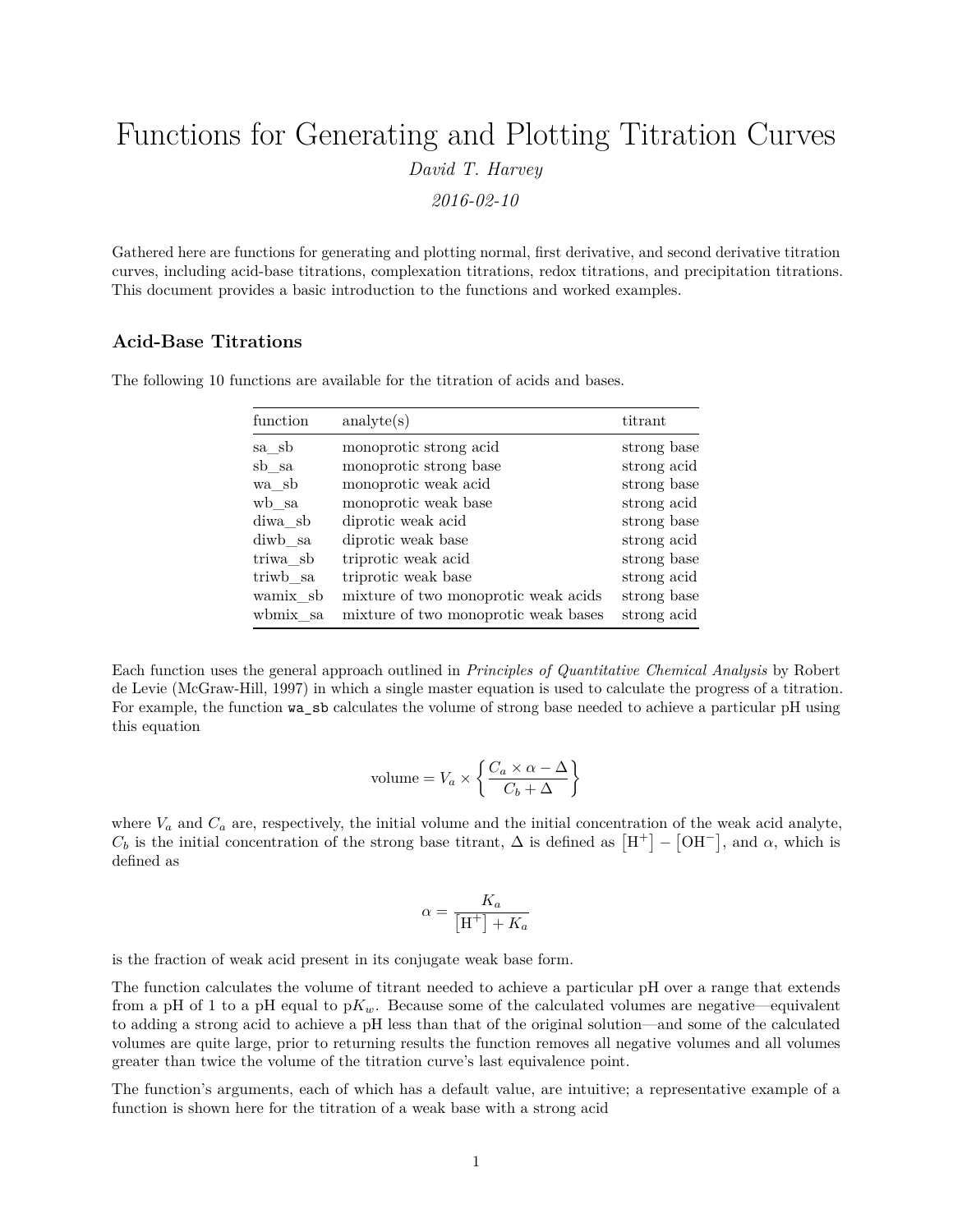# Functions for Generating and Plotting Titration Curves

*David T. Harvey*

*2016-02-10*

Gathered here are functions for generating and plotting normal, first derivative, and second derivative titration curves, including acid-base titrations, complexation titrations, redox titrations, and precipitation titrations. This document provides a basic introduction to the functions and worked examples.

## Acid-Base Titrations

The following 10 functions are available for the titration of acids and bases.

| function | analyte(s) | titrant |
|---|---|---|
| sa_sb | monoprotic strong acid | strong base |
| sb_sa | monoprotic strong base | strong acid |
| wa_sb | monoprotic weak acid | strong base |
| wb_sa | monoprotic weak base | strong acid |
| diwa_sb | diprotic weak acid | strong base |
| diwb_sa | diprotic weak base | strong acid |
| triwa_sb | triprotic weak acid | strong base |
| triwb_sa | triprotic weak base | strong acid |
| wamix_sb | mixture of two monoprotic weak acids | strong base |
| wbmix_sa | mixture of two monoprotic weak bases | strong acid |

Each function uses the general approach outlined in *Principles of Quantitative Chemical Analysis* by Robert de Levie (McGraw-Hill, 1997) in which a single master equation is used to calculate the progress of a titration. For example, the function `wa_sb` calculates the volume of strong base needed to achieve a particular pH using this equation

$$\text{volume} = V_a \times \left\{ \frac{C_a \times \alpha - \Delta}{C_b + \Delta} \right\}$$

where $V_a$ and $C_a$ are, respectively, the initial volume and the initial concentration of the weak acid analyte, $C_b$ is the initial concentration of the strong base titrant, $\Delta$ is defined as $\left[\text{H}^+\right] - \left[\text{OH}^-\right]$, and $\alpha$, which is defined as

$$\alpha = \frac{K_a}{\left[\text{H}^+\right] + K_a}$$

is the fraction of weak acid present in its conjugate weak base form.

The function calculates the volume of titrant needed to achieve a particular pH over a range that extends from a pH of 1 to a pH equal to p$K_w$. Because some of the calculated volumes are negative—equivalent to adding a strong acid to achieve a pH less than that of the original solution—and some of the calculated volumes are quite large, prior to returning results the function removes all negative volumes and all volumes greater than twice the volume of the titration curve's last equivalence point.

The function's arguments, each of which has a default value, are intuitive; a representative example of a function is shown here for the titration of a weak base with a strong acid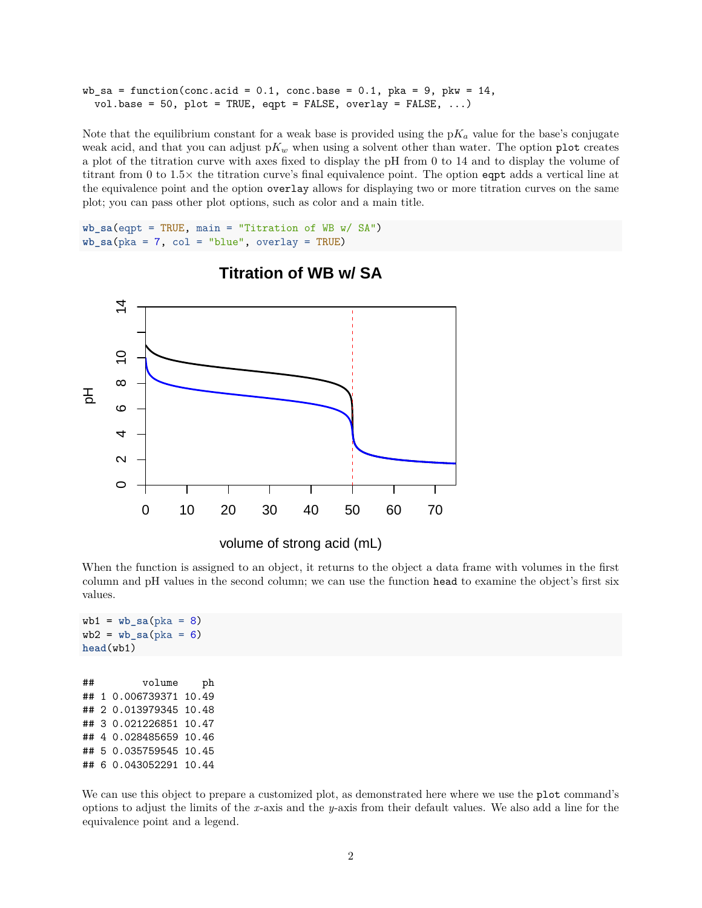```
wb_sa = function(conc.acid = 0.1, conc.base = 0.1, pka = 9, pkw = 14,
  vol.base = 50, plot = TRUE, eqpt = FALSE, overlay = FALSE, ...)
```

Note that the equilibrium constant for a weak base is provided using the p$K_a$ value for the base's conjugate weak acid, and that you can adjust p$K_w$ when using a solvent other than water. The option `plot` creates a plot of the titration curve with axes fixed to display the pH from 0 to 14 and to display the volume of titrant from 0 to 1.5× the titration curve's final equivalence point. The option `eqpt` adds a vertical line at the equivalence point and the option `overlay` allows for displaying two or more titration curves on the same plot; you can pass other plot options, such as color and a main title.

```
wb_sa(eqpt = TRUE, main = "Titration of WB w/ SA")
wb_sa(pka = 7, col = "blue", overlay = TRUE)
```

When the function is assigned to an object, it returns to the object a data frame with volumes in the first column and pH values in the second column; we can use the function `head` to examine the object's first six values.

```
wb1 = wb_sa(pka = 8)
wb2 = wb_sa(pka = 6)
head(wb1)
```

```
##        volume    ph
## 1 0.006739371 10.49
## 2 0.013979345 10.48
## 3 0.021226851 10.47
## 4 0.028485659 10.46
## 5 0.035759545 10.45
## 6 0.043052291 10.44
```

We can use this object to prepare a customized plot, as demonstrated here where we use the `plot` command's options to adjust the limits of the $x$-axis and the $y$-axis from their default values. We also add a line for the equivalence point and a legend.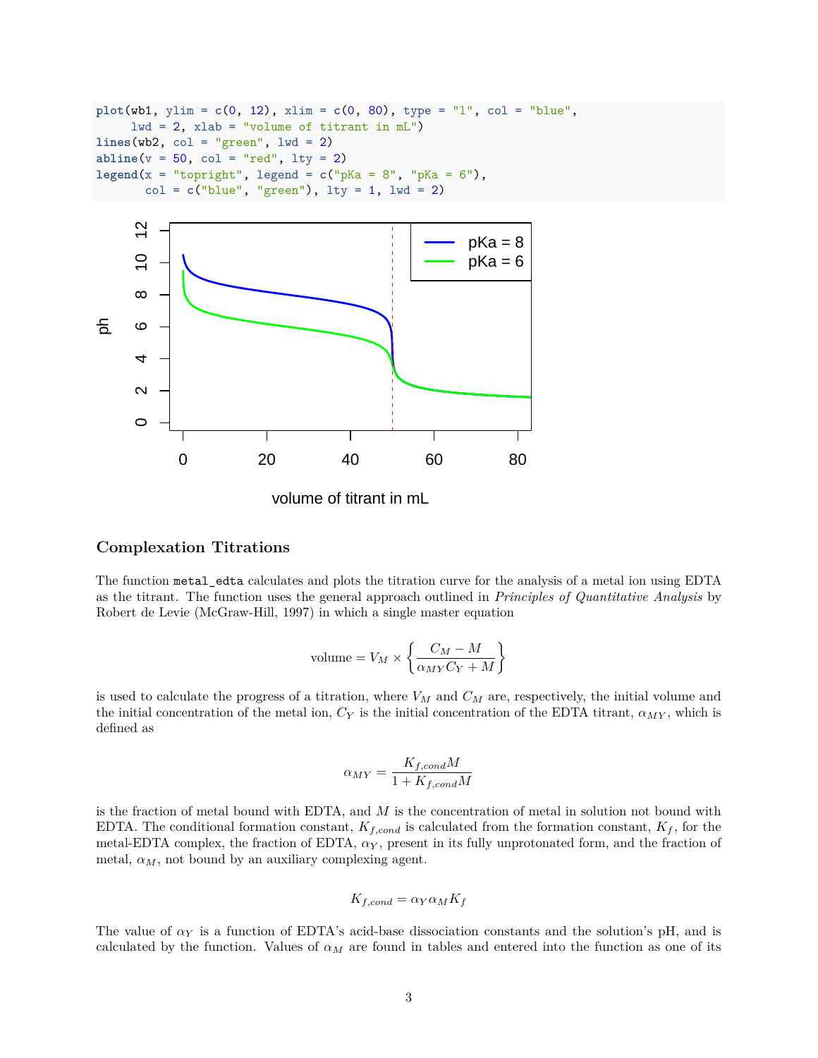```
plot(wb1, ylim = c(0, 12), xlim = c(0, 80), type = "l", col = "blue",
     lwd = 2, xlab = "volume of titrant in mL")
lines(wb2, col = "green", lwd = 2)
abline(v = 50, col = "red", lty = 2)
legend(x = "topright", legend = c("pKa = 8", "pKa = 6"),
       col = c("blue", "green"), lty = 1, lwd = 2)
```

### Complexation Titrations

The function `metal_edta` calculates and plots the titration curve for the analysis of a metal ion using EDTA as the titrant. The function uses the general approach outlined in *Principles of Quantitative Analysis* by Robert de Levie (McGraw-Hill, 1997) in which a single master equation

$$\text{volume} = V_M \times \left\{ \frac{C_M - M}{\alpha_{MY} C_Y + M} \right\}$$

is used to calculate the progress of a titration, where $V_M$ and $C_M$ are, respectively, the initial volume and the initial concentration of the metal ion, $C_Y$ is the initial concentration of the EDTA titrant, $\alpha_{MY}$, which is defined as

$$\alpha_{MY} = \frac{K_{f,cond} M}{1 + K_{f,cond} M}$$

is the fraction of metal bound with EDTA, and $M$ is the concentration of metal in solution not bound with EDTA. The conditional formation constant, $K_{f,cond}$ is calculated from the formation constant, $K_f$, for the metal-EDTA complex, the fraction of EDTA, $\alpha_Y$, present in its fully unprotonated form, and the fraction of metal, $\alpha_M$, not bound by an auxiliary complexing agent.

$$K_{f,cond} = \alpha_Y \alpha_M K_f$$

The value of $\alpha_Y$ is a function of EDTA's acid-base dissociation constants and the solution's pH, and is calculated by the function. Values of $\alpha_M$ are found in tables and entered into the function as one of its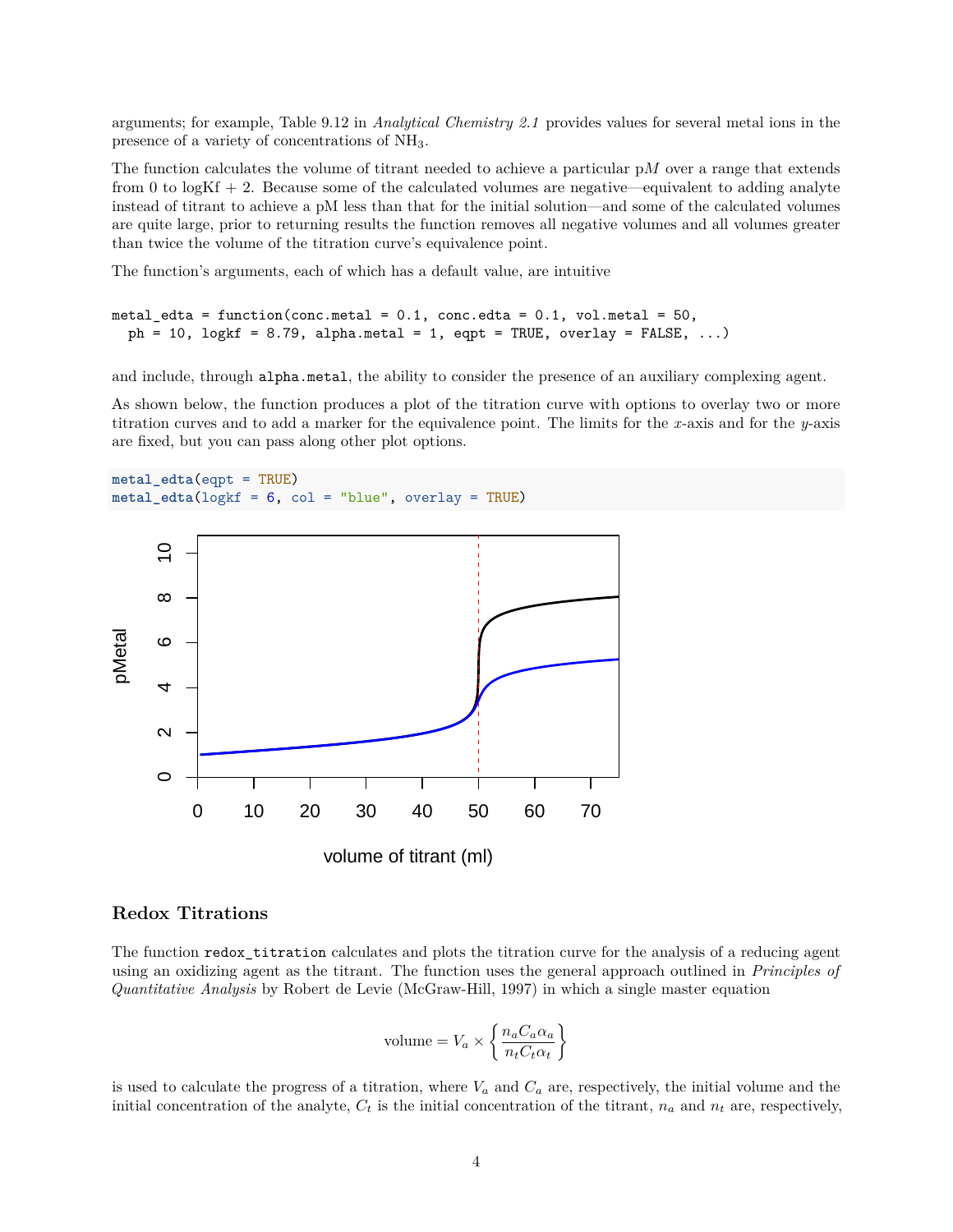arguments; for example, Table 9.12 in *Analytical Chemistry 2.1* provides values for several metal ions in the presence of a variety of concentrations of $NH_3$.

The function calculates the volume of titrant needed to achieve a particular p$M$ over a range that extends from 0 to logKf + 2. Because some of the calculated volumes are negative—equivalent to adding analyte instead of titrant to achieve a pM less than that for the initial solution—and some of the calculated volumes are quite large, prior to returning results the function removes all negative volumes and all volumes greater than twice the volume of the titration curve's equivalence point.

The function's arguments, each of which has a default value, are intuitive

```
metal_edta = function(conc.metal = 0.1, conc.edta = 0.1, vol.metal = 50,
  ph = 10, logkf = 8.79, alpha.metal = 1, eqpt = TRUE, overlay = FALSE, ...)
```

and include, through `alpha.metal`, the ability to consider the presence of an auxiliary complexing agent.

As shown below, the function produces a plot of the titration curve with options to overlay two or more titration curves and to add a marker for the equivalence point. The limits for the $x$-axis and for the $y$-axis are fixed, but you can pass along other plot options.

```
metal_edta(eqpt = TRUE)
metal_edta(logkf = 6, col = "blue", overlay = TRUE)
```

## Redox Titrations

The function `redox_titration` calculates and plots the titration curve for the analysis of a reducing agent using an oxidizing agent as the titrant. The function uses the general approach outlined in *Principles of Quantitative Analysis* by Robert de Levie (McGraw-Hill, 1997) in which a single master equation

$$\text{volume} = V_a \times \left\{ \frac{n_a C_a \alpha_a}{n_t C_t \alpha_t} \right\}$$

is used to calculate the progress of a titration, where $V_a$ and $C_a$ are, respectively, the initial volume and the initial concentration of the analyte, $C_t$ is the initial concentration of the titrant, $n_a$ and $n_t$ are, respectively,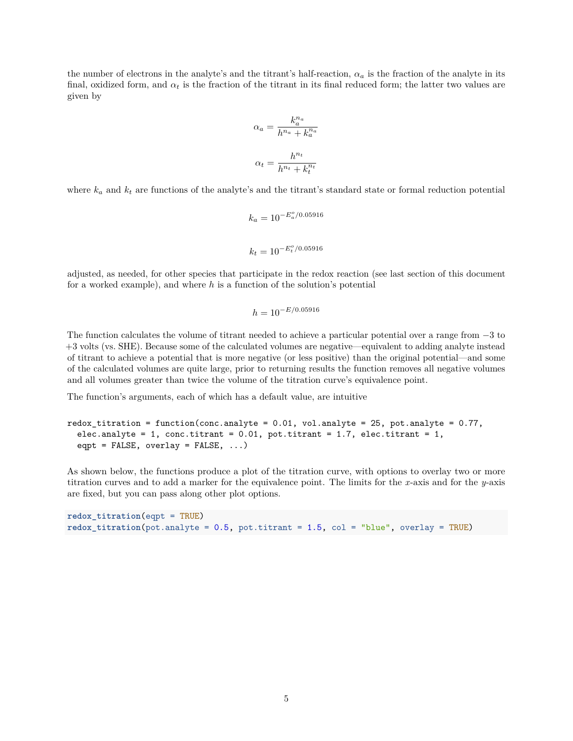the number of electrons in the analyte's and the titrant's half-reaction, $\alpha_a$ is the fraction of the analyte in its final, oxidized form, and $\alpha_t$ is the fraction of the titrant in its final reduced form; the latter two values are given by

$$\alpha_a = \frac{k_a^{n_a}}{h^{n_a} + k_a^{n_a}}$$

$$\alpha_t = \frac{h^{n_t}}{h^{n_t} + k_t^{n_t}}$$

where $k_a$ and $k_t$ are functions of the analyte's and the titrant's standard state or formal reduction potential

$$k_a = 10^{-E_a^o/0.05916}$$

$$k_t = 10^{-E_t^o/0.05916}$$

adjusted, as needed, for other species that participate in the redox reaction (see last section of this document for a worked example), and where $h$ is a function of the solution's potential

$$h = 10^{-E/0.05916}$$

The function calculates the volume of titrant needed to achieve a particular potential over a range from $-3$ to $+3$ volts (vs. SHE). Because some of the calculated volumes are negative—equivalent to adding analyte instead of titrant to achieve a potential that is more negative (or less positive) than the original potential—and some of the calculated volumes are quite large, prior to returning results the function removes all negative volumes and all volumes greater than twice the volume of the titration curve's equivalence point.

The function's arguments, each of which has a default value, are intuitive

```
redox_titration = function(conc.analyte = 0.01, vol.analyte = 25, pot.analyte = 0.77,
  elec.analyte = 1, conc.titrant = 0.01, pot.titrant = 1.7, elec.titrant = 1,
  eqpt = FALSE, overlay = FALSE, ...)
```

As shown below, the functions produce a plot of the titration curve, with options to overlay two or more titration curves and to add a marker for the equivalence point. The limits for the $x$-axis and for the $y$-axis are fixed, but you can pass along other plot options.

```
redox_titration(eqpt = TRUE)
redox_titration(pot.analyte = 0.5, pot.titrant = 1.5, col = "blue", overlay = TRUE)
```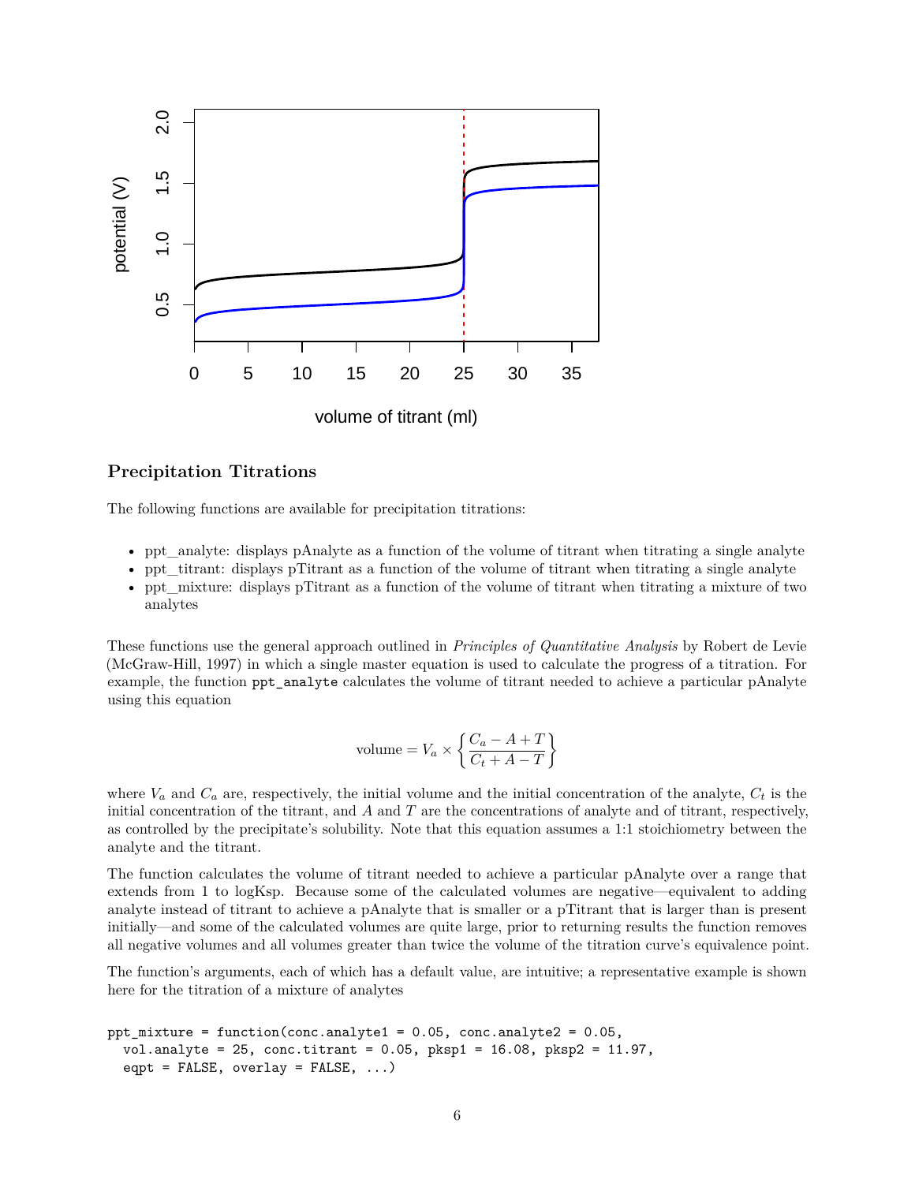## Precipitation Titrations

The following functions are available for precipitation titrations:

- ppt_analyte: displays pAnalyte as a function of the volume of titrant when titrating a single analyte
- ppt_titrant: displays pTitrant as a function of the volume of titrant when titrating a single analyte
- ppt_mixture: displays pTitrant as a function of the volume of titrant when titrating a mixture of two analytes

These functions use the general approach outlined in *Principles of Quantitative Analysis* by Robert de Levie (McGraw-Hill, 1997) in which a single master equation is used to calculate the progress of a titration. For example, the function `ppt_analyte` calculates the volume of titrant needed to achieve a particular pAnalyte using this equation

$$\text{volume} = V_a \times \left\{ \frac{C_a - A + T}{C_t + A - T} \right\}$$

where $V_a$ and $C_a$ are, respectively, the initial volume and the initial concentration of the analyte, $C_t$ is the initial concentration of the titrant, and $A$ and $T$ are the concentrations of analyte and of titrant, respectively, as controlled by the precipitate's solubility. Note that this equation assumes a 1:1 stoichiometry between the analyte and the titrant.

The function calculates the volume of titrant needed to achieve a particular pAnalyte over a range that extends from 1 to logKsp. Because some of the calculated volumes are negative—equivalent to adding analyte instead of titrant to achieve a pAnalyte that is smaller or a pTitrant that is larger than is present initially—and some of the calculated volumes are quite large, prior to returning results the function removes all negative volumes and all volumes greater than twice the volume of the titration curve's equivalence point.

The function's arguments, each of which has a default value, are intuitive; a representative example is shown here for the titration of a mixture of analytes

```
ppt_mixture = function(conc.analyte1 = 0.05, conc.analyte2 = 0.05,
  vol.analyte = 25, conc.titrant = 0.05, pksp1 = 16.08, pksp2 = 11.97,
  eqpt = FALSE, overlay = FALSE, ...)
```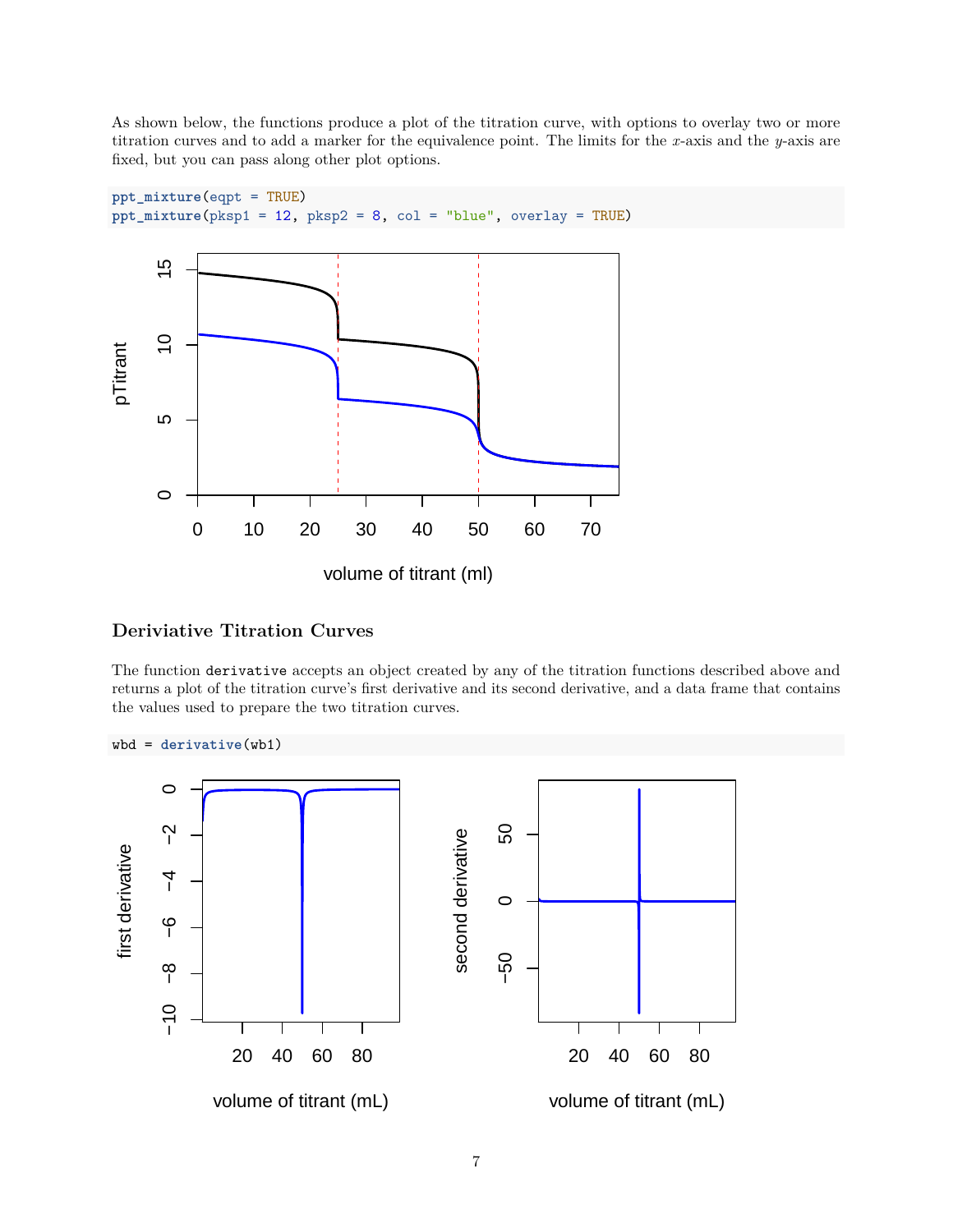As shown below, the functions produce a plot of the titration curve, with options to overlay two or more titration curves and to add a marker for the equivalence point. The limits for the $x$-axis and the $y$-axis are fixed, but you can pass along other plot options.

```
ppt_mixture(eqpt = TRUE)
ppt_mixture(pksp1 = 12, pksp2 = 8, col = "blue", overlay = TRUE)
```

### Deriviative Titration Curves

The function `derivative` accepts an object created by any of the titration functions described above and returns a plot of the titration curve's first derivative and its second derivative, and a data frame that contains the values used to prepare the two titration curves.

```
wbd = derivative(wb1)
```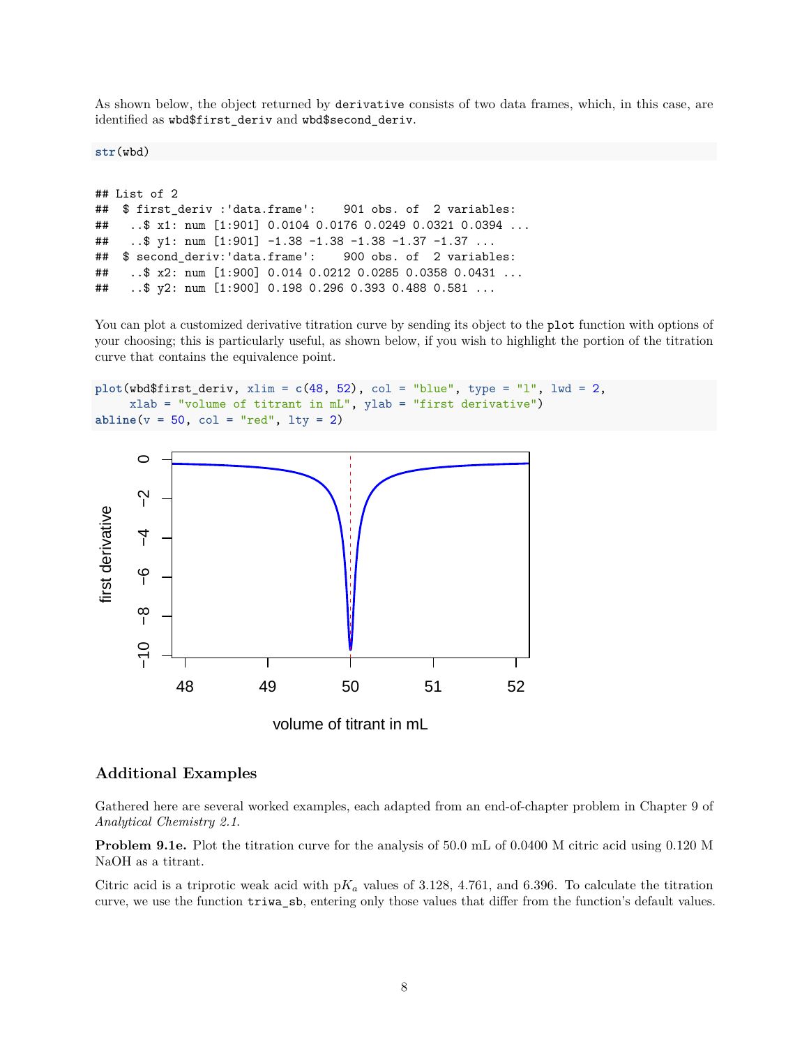As shown below, the object returned by `derivative` consists of two data frames, which, in this case, are identified as `wbd$first_deriv` and `wbd$second_deriv`.

```
str(wbd)
```

```
## List of 2
##  $ first_deriv :'data.frame':    901 obs. of  2 variables:
##   ..$ x1: num [1:901] 0.0104 0.0176 0.0249 0.0321 0.0394 ...
##   ..$ y1: num [1:901] -1.38 -1.38 -1.38 -1.37 -1.37 ...
##  $ second_deriv:'data.frame':    900 obs. of  2 variables:
##   ..$ x2: num [1:900] 0.014 0.0212 0.0285 0.0358 0.0431 ...
##   ..$ y2: num [1:900] 0.198 0.296 0.393 0.488 0.581 ...
```

You can plot a customized derivative titration curve by sending its object to the `plot` function with options of your choosing; this is particularly useful, as shown below, if you wish to highlight the portion of the titration curve that contains the equivalence point.

```
plot(wbd$first_deriv, xlim = c(48, 52), col = "blue", type = "l", lwd = 2,
     xlab = "volume of titrant in mL", ylab = "first derivative")
abline(v = 50, col = "red", lty = 2)
```

## Additional Examples

Gathered here are several worked examples, each adapted from an end-of-chapter problem in Chapter 9 of *Analytical Chemistry 2.1*.

**Problem 9.1e.** Plot the titration curve for the analysis of 50.0 mL of 0.0400 M citric acid using 0.120 M NaOH as a titrant.

Citric acid is a triprotic weak acid with p$K_a$ values of 3.128, 4.761, and 6.396. To calculate the titration curve, we use the function `triwa_sb`, entering only those values that differ from the function's default values.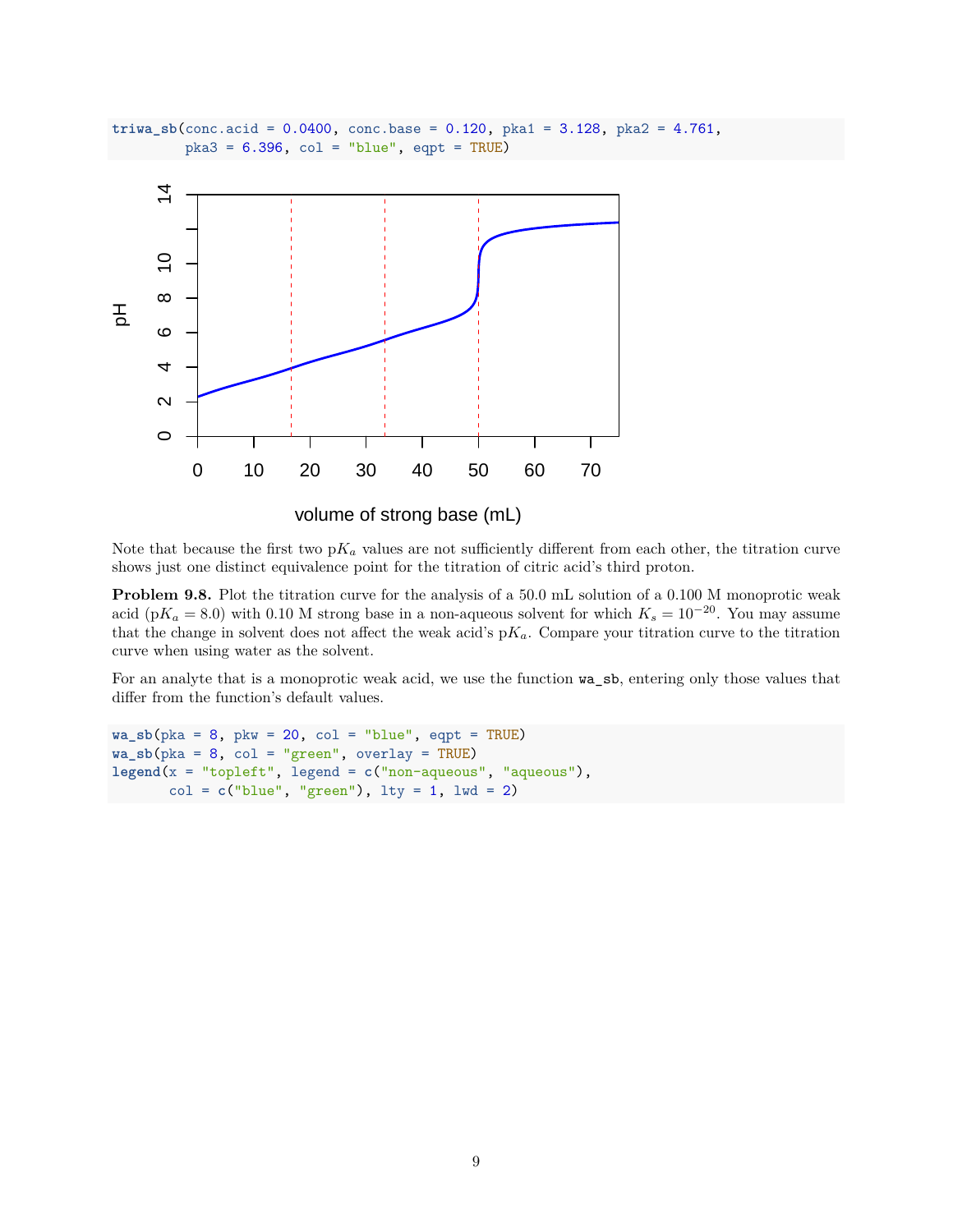```
triwa_sb(conc.acid = 0.0400, conc.base = 0.120, pka1 = 3.128, pka2 = 4.761,
         pka3 = 6.396, col = "blue", eqpt = TRUE)
```

Note that because the first two p$K_a$ values are not sufficiently different from each other, the titration curve shows just one distinct equivalence point for the titration of citric acid's third proton.

**Problem 9.8.** Plot the titration curve for the analysis of a 50.0 mL solution of a 0.100 M monoprotic weak acid (p$K_a$ = 8.0) with 0.10 M strong base in a non-aqueous solvent for which $K_s = 10^{-20}$. You may assume that the change in solvent does not affect the weak acid's p$K_a$. Compare your titration curve to the titration curve when using water as the solvent.

For an analyte that is a monoprotic weak acid, we use the function `wa_sb`, entering only those values that differ from the function's default values.

```
wa_sb(pka = 8, pkw = 20, col = "blue", eqpt = TRUE)
wa_sb(pka = 8, col = "green", overlay = TRUE)
legend(x = "topleft", legend = c("non-aqueous", "aqueous"),
       col = c("blue", "green"), lty = 1, lwd = 2)
```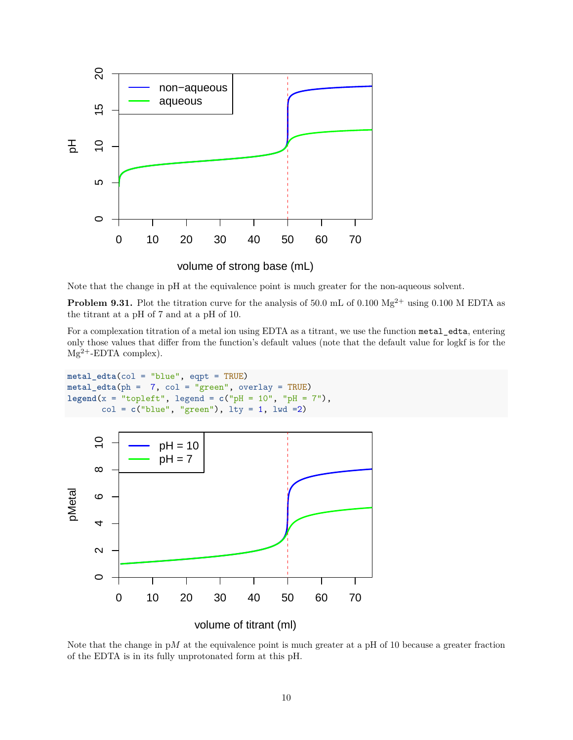Note that the change in pH at the equivalence point is much greater for the non-aqueous solvent.

**Problem 9.31.** Plot the titration curve for the analysis of 50.0 mL of 0.100 $Mg^{2+}$ using 0.100 M EDTA as the titrant at a pH of 7 and at a pH of 10.

For a complexation titration of a metal ion using EDTA as a titrant, we use the function `metal_edta`, entering only those values that differ from the function's default values (note that the default value for logkf is for the $Mg^{2+}$-EDTA complex).

```
metal_edta(col = "blue", eqpt = TRUE)
metal_edta(ph =  7, col = "green", overlay = TRUE)
legend(x = "topleft", legend = c("pH = 10", "pH = 7"),
       col = c("blue", "green"), lty = 1, lwd =2)
```

Note that the change in p$M$ at the equivalence point is much greater at a pH of 10 because a greater fraction of the EDTA is in its fully unprotonated form at this pH.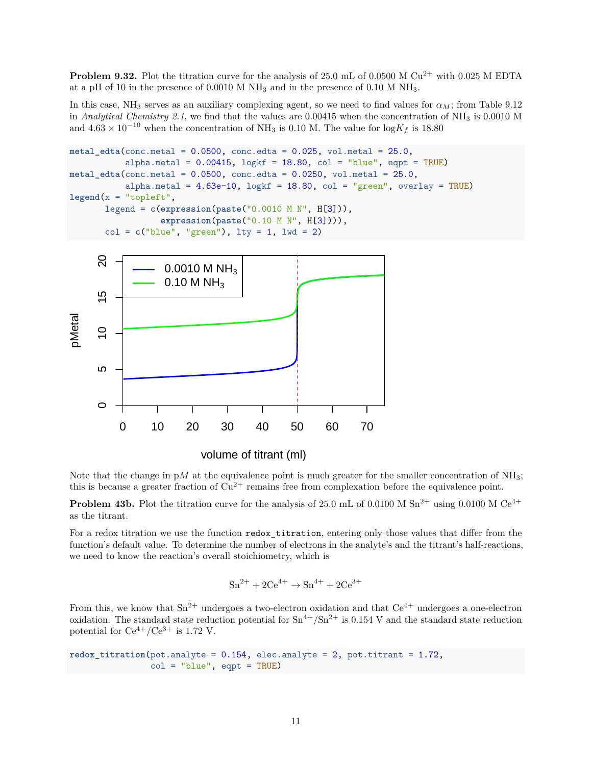**Problem 9.32.** Plot the titration curve for the analysis of 25.0 mL of 0.0500 M $Cu^{2+}$ with 0.025 M EDTA at a pH of 10 in the presence of 0.0010 M $NH_3$ and in the presence of 0.10 M $NH_3$.

In this case, $NH_3$ serves as an auxiliary complexing agent, so we need to find values for $\alpha_M$; from Table 9.12 in *Analytical Chemistry 2.1*, we find that the values are 0.00415 when the concentration of $NH_3$ is 0.0010 M and $4.63 \times 10^{-10}$ when the concentration of $NH_3$ is 0.10 M. The value for $\log K_f$ is 18.80

```
metal_edta(conc.metal = 0.0500, conc.edta = 0.025, vol.metal = 25.0,
           alpha.metal = 0.00415, logkf = 18.80, col = "blue", eqpt = TRUE)
metal_edta(conc.metal = 0.0500, conc.edta = 0.0250, vol.metal = 25.0,
           alpha.metal = 4.63e-10, logkf = 18.80, col = "green", overlay = TRUE)
legend(x = "topleft",
       legend = c(expression(paste("0.0010 M N", H[3])),
                  expression(paste("0.10 M N", H[3]))),
       col = c("blue", "green"), lty = 1, lwd = 2)
```

Note that the change in p$M$ at the equivalence point is much greater for the smaller concentration of $NH_3$; this is because a greater fraction of $Cu^{2+}$ remains free from complexation before the equivalence point.

**Problem 43b.** Plot the titration curve for the analysis of 25.0 mL of 0.0100 M $Sn^{2+}$ using 0.0100 M $Ce^{4+}$ as the titrant.

For a redox titration we use the function `redox_titration`, entering only those values that differ from the function's default value. To determine the number of electrons in the analyte's and the titrant's half-reactions, we need to know the reaction's overall stoichiometry, which is

$$Sn^{2+} + 2Ce^{4+} \rightarrow Sn^{4+} + 2Ce^{3+}$$

From this, we know that $Sn^{2+}$ undergoes a two-electron oxidation and that $Ce^{4+}$ undergoes a one-electron oxidation. The standard state reduction potential for $Sn^{4+}/Sn^{2+}$ is 0.154 V and the standard state reduction potential for $Ce^{4+}/Ce^{3+}$ is 1.72 V.

```
redox_titration(pot.analyte = 0.154, elec.analyte = 2, pot.titrant = 1.72,
                col = "blue", eqpt = TRUE)
```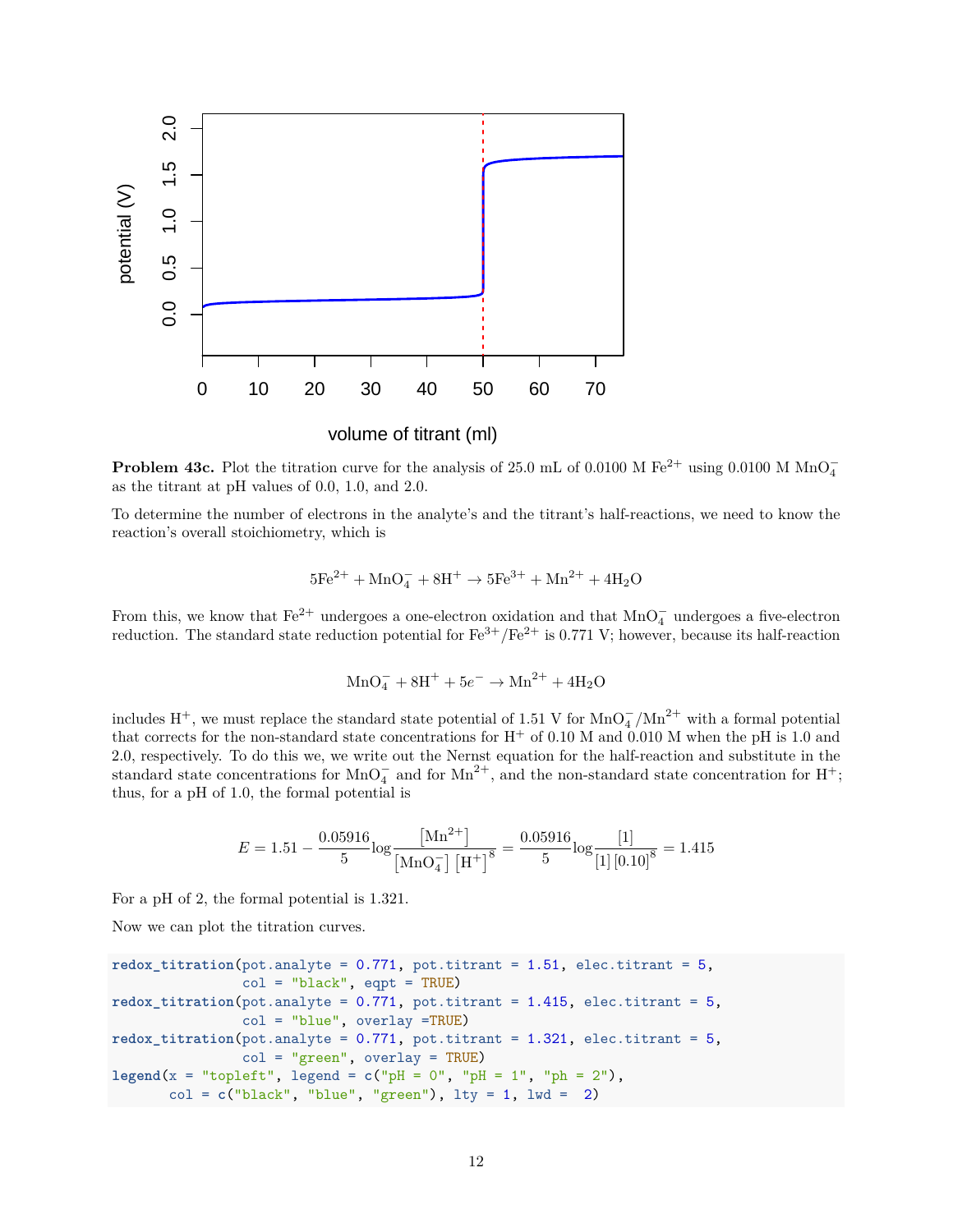**Problem 43c.** Plot the titration curve for the analysis of 25.0 mL of 0.0100 M $Fe^{2+}$ using 0.0100 M $MnO_4^-$ as the titrant at pH values of 0.0, 1.0, and 2.0.

To determine the number of electrons in the analyte's and the titrant's half-reactions, we need to know the reaction's overall stoichiometry, which is

$$5Fe^{2+} + MnO_4^- + 8H^+ \rightarrow 5Fe^{3+} + Mn^{2+} + 4H_2O$$

From this, we know that $Fe^{2+}$ undergoes a one-electron oxidation and that $MnO_4^-$ undergoes a five-electron reduction. The standard state reduction potential for $Fe^{3+}/Fe^{2+}$ is 0.771 V; however, because its half-reaction

$$MnO_4^- + 8H^+ + 5e^- \rightarrow Mn^{2+} + 4H_2O$$

includes $H^+$, we must replace the standard state potential of 1.51 V for $MnO_4^-/Mn^{2+}$ with a formal potential that corrects for the non-standard state concentrations for $H^+$ of 0.10 M and 0.010 M when the pH is 1.0 and 2.0, respectively. To do this we, we write out the Nernst equation for the half-reaction and substitute in the standard state concentrations for $MnO_4^-$ and for $Mn^{2+}$, and the non-standard state concentration for $H^+$; thus, for a pH of 1.0, the formal potential is

$$E = 1.51 - \frac{0.05916}{5}\log\frac{[Mn^{2+}]}{[MnO_4^-][H^+]^8} = \frac{0.05916}{5}\log\frac{[1]}{[1][0.10]^8} = 1.415$$

For a pH of 2, the formal potential is 1.321.

Now we can plot the titration curves.

```
redox_titration(pot.analyte = 0.771, pot.titrant = 1.51, elec.titrant = 5,
                col = "black", eqpt = TRUE)
redox_titration(pot.analyte = 0.771, pot.titrant = 1.415, elec.titrant = 5,
                col = "blue", overlay =TRUE)
redox_titration(pot.analyte = 0.771, pot.titrant = 1.321, elec.titrant = 5,
                col = "green", overlay = TRUE)
legend(x = "topleft", legend = c("pH = 0", "pH = 1", "ph = 2"),
       col = c("black", "blue", "green"), lty = 1, lwd =  2)
```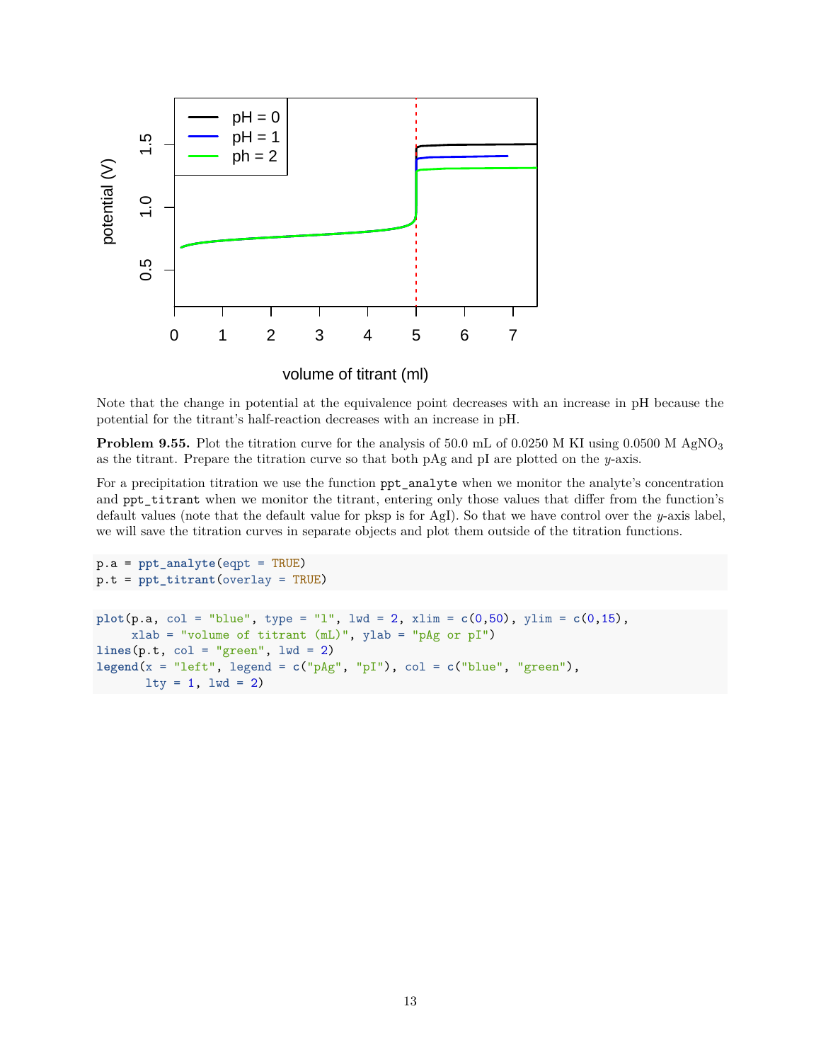Note that the change in potential at the equivalence point decreases with an increase in pH because the potential for the titrant's half-reaction decreases with an increase in pH.

**Problem 9.55.** Plot the titration curve for the analysis of 50.0 mL of 0.0250 M KI using 0.0500 M $AgNO_3$ as the titrant. Prepare the titration curve so that both pAg and pI are plotted on the *y*-axis.

For a precipitation titration we use the function `ppt_analyte` when we monitor the analyte's concentration and `ppt_titrant` when we monitor the titrant, entering only those values that differ from the function's default values (note that the default value for pksp is for AgI). So that we have control over the *y*-axis label, we will save the titration curves in separate objects and plot them outside of the titration functions.

```
p.a = ppt_analyte(eqpt = TRUE)
p.t = ppt_titrant(overlay = TRUE)
```

```
plot(p.a, col = "blue", type = "l", lwd = 2, xlim = c(0,50), ylim = c(0,15),
     xlab = "volume of titrant (mL)", ylab = "pAg or pI")
lines(p.t, col = "green", lwd = 2)
legend(x = "left", legend = c("pAg", "pI"), col = c("blue", "green"),
       lty = 1, lwd = 2)
```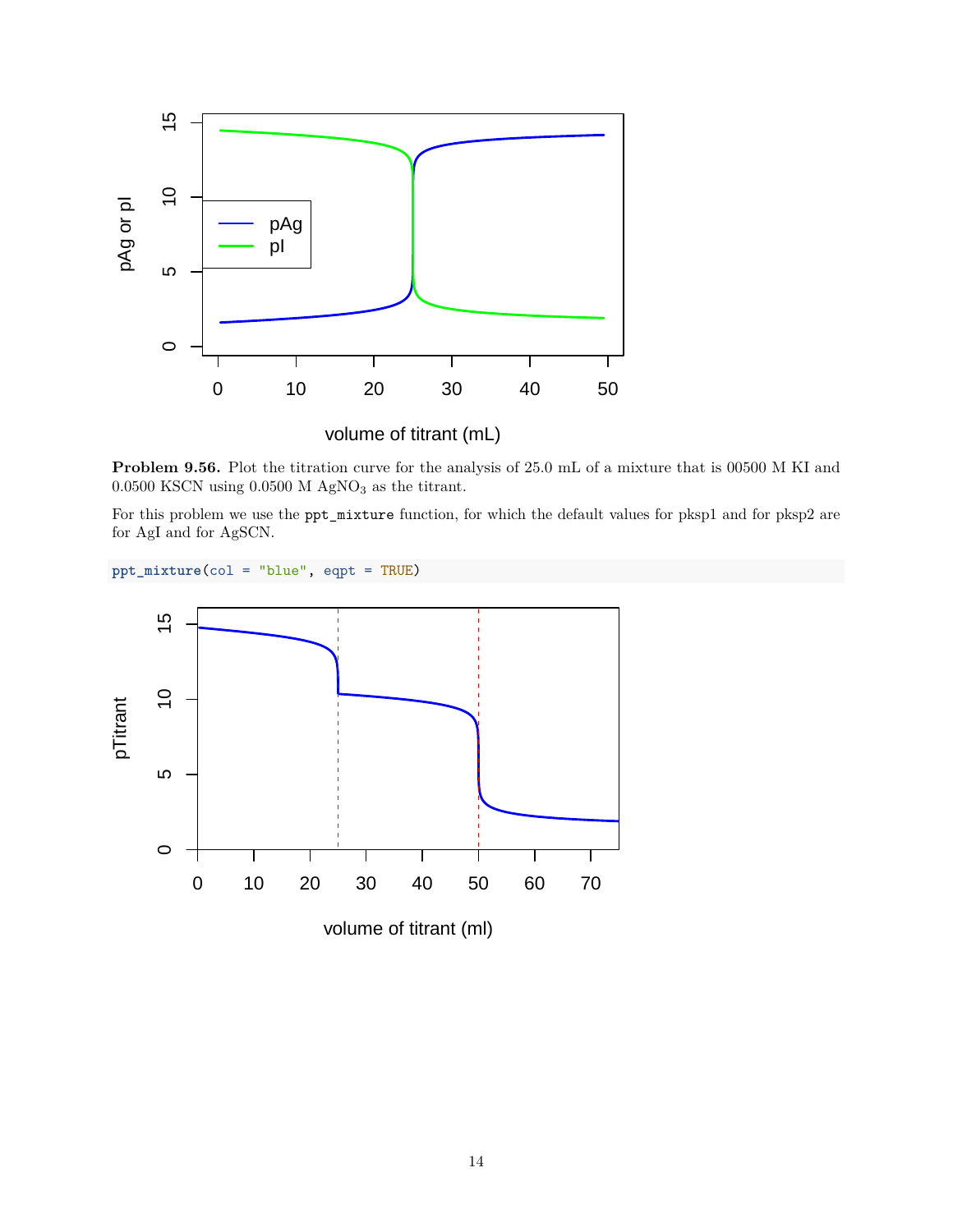15
10
5
0
pAg or pI
pAg
pI
0
10
20
30
40
50
volume of titrant (mL)

**Problem 9.56.** Plot the titration curve for the analysis of 25.0 mL of a mixture that is 00500 M KI and 0.0500 KSCN using 0.0500 M $AgNO_3$ as the titrant.

For this problem we use the `ppt_mixture` function, for which the default values for pksp1 and for pksp2 are for AgI and for AgSCN.

```
ppt_mixture(col = "blue", eqpt = TRUE)
```

15
10
5
0
pTitrant
0
10
20
30
40
50
60
70
volume of titrant (ml)